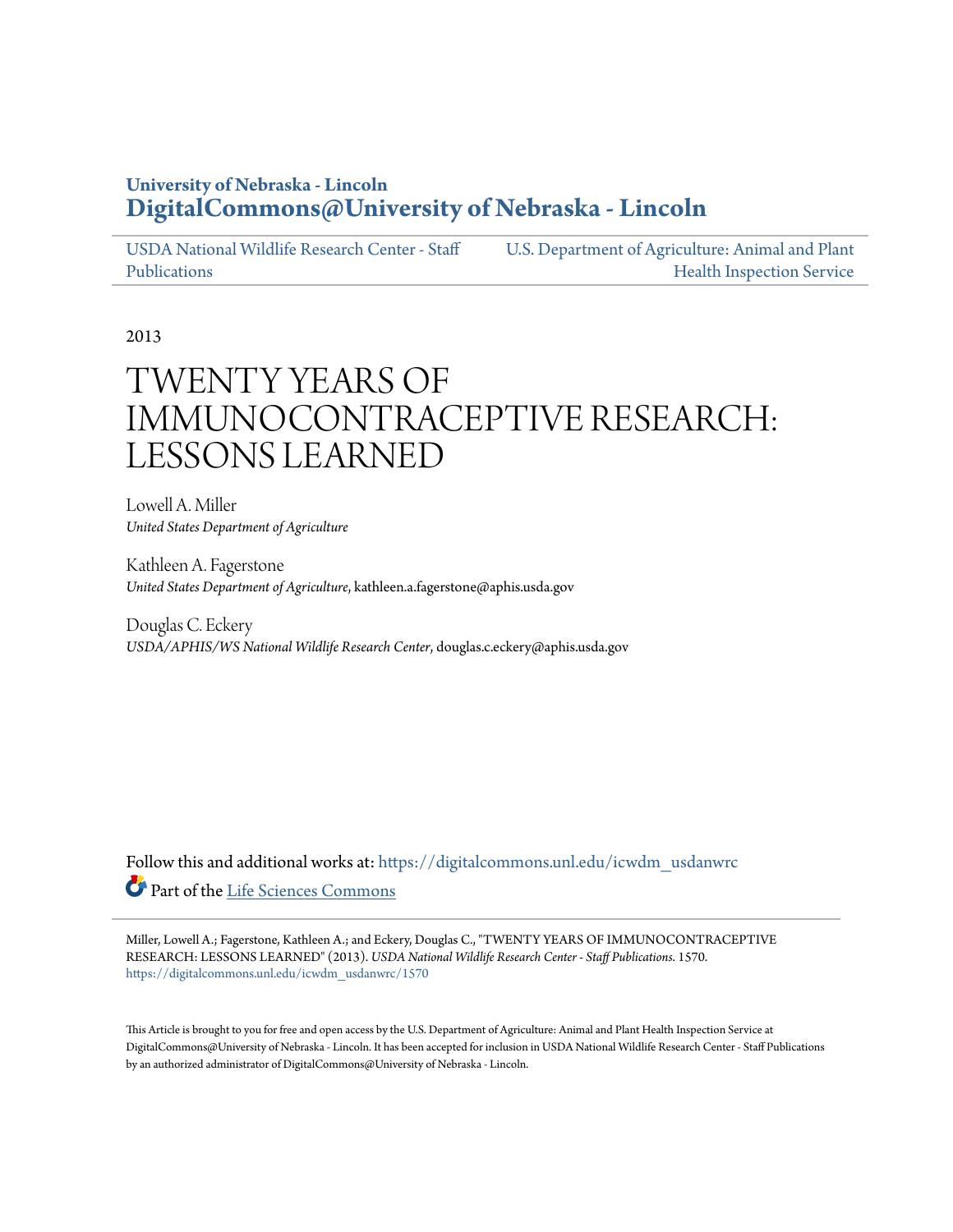**University of Nebraska - Lincoln**
**DigitalCommons@University of Nebraska - Lincoln**

USDA National Wildlife Research Center - Staff Publications | U.S. Department of Agriculture: Animal and Plant Health Inspection Service

2013

# TWENTY YEARS OF IMMUNOCONTRACEPTIVE RESEARCH: LESSONS LEARNED

Lowell A. Miller
*United States Department of Agriculture*

Kathleen A. Fagerstone
*United States Department of Agriculture*, kathleen.a.fagerstone@aphis.usda.gov

Douglas C. Eckery
*USDA/APHIS/WS National Wildlife Research Center*, douglas.c.eckery@aphis.usda.gov

Follow this and additional works at: https://digitalcommons.unl.edu/icwdm_usdanwrc

Part of the Life Sciences Commons

Miller, Lowell A.; Fagerstone, Kathleen A.; and Eckery, Douglas C., "TWENTY YEARS OF IMMUNOCONTRACEPTIVE RESEARCH: LESSONS LEARNED" (2013). *USDA National Wildlife Research Center - Staff Publications*. 1570.
https://digitalcommons.unl.edu/icwdm_usdanwrc/1570

This Article is brought to you for free and open access by the U.S. Department of Agriculture: Animal and Plant Health Inspection Service at DigitalCommons@University of Nebraska - Lincoln. It has been accepted for inclusion in USDA National Wildlife Research Center - Staff Publications by an authorized administrator of DigitalCommons@University of Nebraska - Lincoln.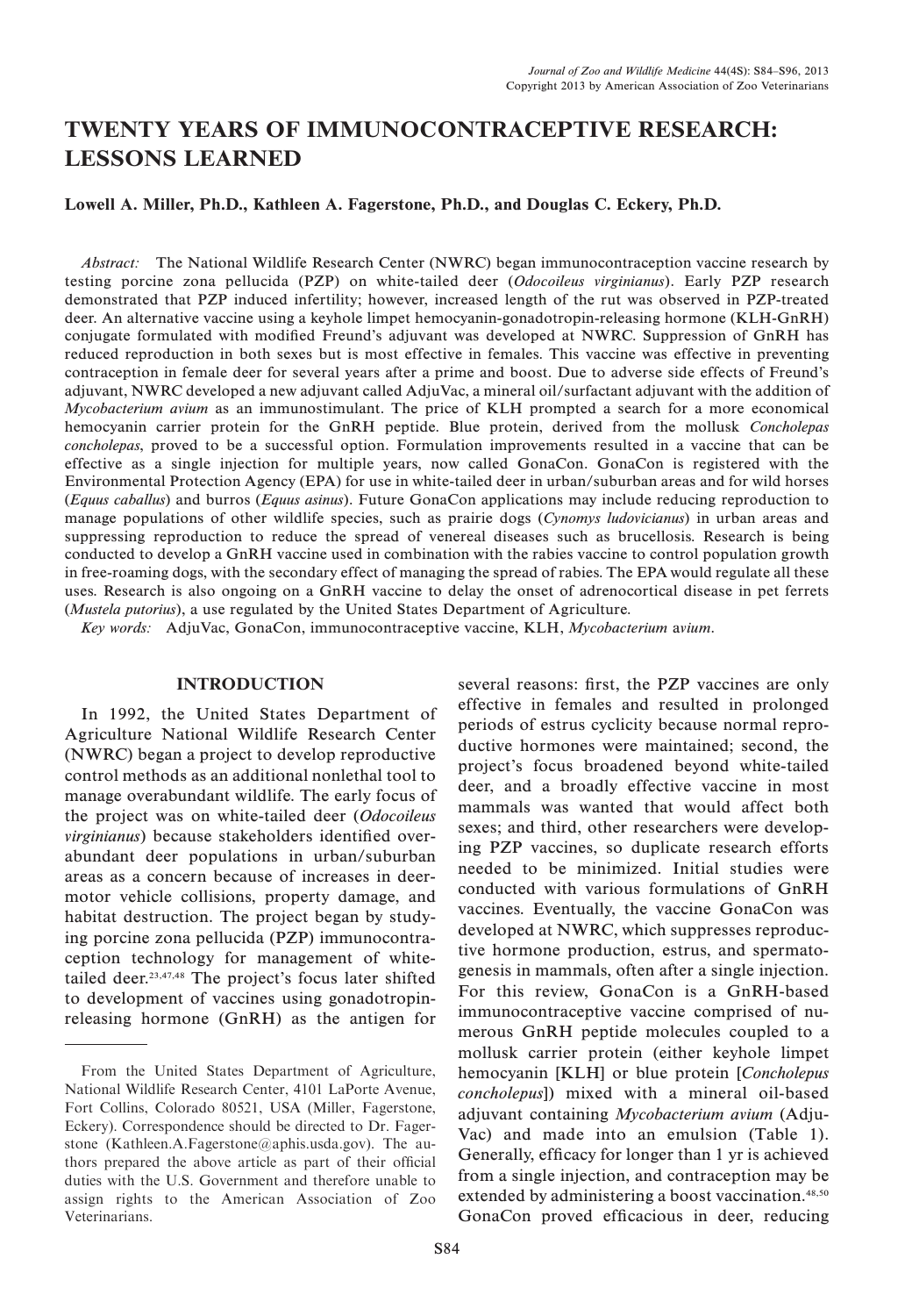# TWENTY YEARS OF IMMUNOCONTRACEPTIVE RESEARCH: LESSONS LEARNED

**Lowell A. Miller, Ph.D., Kathleen A. Fagerstone, Ph.D., and Douglas C. Eckery, Ph.D.**

*Abstract:* The National Wildlife Research Center (NWRC) began immunocontraception vaccine research by testing porcine zona pellucida (PZP) on white-tailed deer (*Odocoileus virginianus*). Early PZP research demonstrated that PZP induced infertility; however, increased length of the rut was observed in PZP-treated deer. An alternative vaccine using a keyhole limpet hemocyanin-gonadotropin-releasing hormone (KLH-GnRH) conjugate formulated with modified Freund's adjuvant was developed at NWRC. Suppression of GnRH has reduced reproduction in both sexes but is most effective in females. This vaccine was effective in preventing contraception in female deer for several years after a prime and boost. Due to adverse side effects of Freund's adjuvant, NWRC developed a new adjuvant called AdjuVac, a mineral oil/surfactant adjuvant with the addition of *Mycobacterium avium* as an immunostimulant. The price of KLH prompted a search for a more economical hemocyanin carrier protein for the GnRH peptide. Blue protein, derived from the mollusk *Concholepas concholepas*, proved to be a successful option. Formulation improvements resulted in a vaccine that can be effective as a single injection for multiple years, now called GonaCon. GonaCon is registered with the Environmental Protection Agency (EPA) for use in white-tailed deer in urban/suburban areas and for wild horses (*Equus caballus*) and burros (*Equus asinus*). Future GonaCon applications may include reducing reproduction to manage populations of other wildlife species, such as prairie dogs (*Cynomys ludovicianus*) in urban areas and suppressing reproduction to reduce the spread of venereal diseases such as brucellosis. Research is being conducted to develop a GnRH vaccine used in combination with the rabies vaccine to control population growth in free-roaming dogs, with the secondary effect of managing the spread of rabies. The EPA would regulate all these uses. Research is also ongoing on a GnRH vaccine to delay the onset of adrenocortical disease in pet ferrets (*Mustela putorius*), a use regulated by the United States Department of Agriculture.

*Key words:* AdjuVac, GonaCon, immunocontraceptive vaccine, KLH, *Mycobacterium avium*.

## INTRODUCTION

In 1992, the United States Department of Agriculture National Wildlife Research Center (NWRC) began a project to develop reproductive control methods as an additional nonlethal tool to manage overabundant wildlife. The early focus of the project was on white-tailed deer (*Odocoileus virginianus*) because stakeholders identified overabundant deer populations in urban/suburban areas as a concern because of increases in deer-motor vehicle collisions, property damage, and habitat destruction. The project began by studying porcine zona pellucida (PZP) immunocontraception technology for management of white-tailed deer.[23,47,48] The project's focus later shifted to development of vaccines using gonadotropin-releasing hormone (GnRH) as the antigen for several reasons: first, the PZP vaccines are only effective in females and resulted in prolonged periods of estrus cyclicity because normal reproductive hormones were maintained; second, the project's focus broadened beyond white-tailed deer, and a broadly effective vaccine in most mammals was wanted that would affect both sexes; and third, other researchers were developing PZP vaccines, so duplicate research efforts needed to be minimized. Initial studies were conducted with various formulations of GnRH vaccines. Eventually, the vaccine GonaCon was developed at NWRC, which suppresses reproductive hormone production, estrus, and spermatogenesis in mammals, often after a single injection. For this review, GonaCon is a GnRH-based immunocontraceptive vaccine comprised of numerous GnRH peptide molecules coupled to a mollusk carrier protein (either keyhole limpet hemocyanin [KLH] or blue protein [*Concholepus concholepus*]) mixed with a mineral oil-based adjuvant containing *Mycobacterium avium* (AdjuVac) and made into an emulsion (Table 1). Generally, efficacy for longer than 1 yr is achieved from a single injection, and contraception may be extended by administering a boost vaccination.[48,50] GonaCon proved efficacious in deer, reducing

---

From the United States Department of Agriculture, National Wildlife Research Center, 4101 LaPorte Avenue, Fort Collins, Colorado 80521, USA (Miller, Fagerstone, Eckery). Correspondence should be directed to Dr. Fagerstone (Kathleen.A.Fagerstone@aphis.usda.gov). The authors prepared the above article as part of their official duties with the U.S. Government and therefore unable to assign rights to the American Association of Zoo Veterinarians.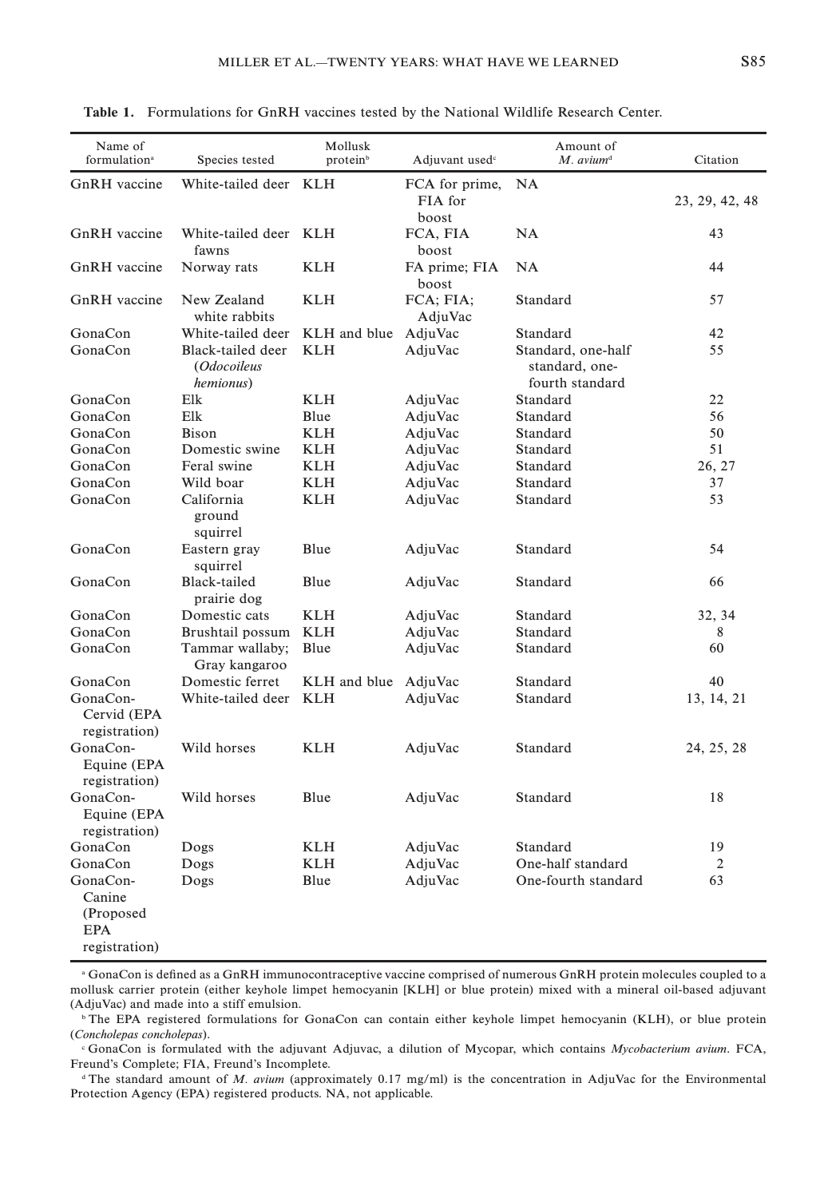**Table 1.** Formulations for GnRH vaccines tested by the National Wildlife Research Center.

| Name of formulation[a] | Species tested | Mollusk protein[b] | Adjuvant used[c] | Amount of *M. avium*[d] | Citation |
|---|---|---|---|---|---|
| GnRH vaccine | White-tailed deer | KLH | FCA for prime, FIA for boost | NA | 23, 29, 42, 48 |
| GnRH vaccine | White-tailed deer fawns | KLH | FCA, FIA boost | NA | 43 |
| GnRH vaccine | Norway rats | KLH | FA prime; FIA boost | NA | 44 |
| GnRH vaccine | New Zealand white rabbits | KLH | FCA; FIA; AdjuVac | Standard | 57 |
| GonaCon | White-tailed deer | KLH and blue | AdjuVac | Standard | 42 |
| GonaCon | Black-tailed deer (*Odocoileus hemionus*) | KLH | AdjuVac | Standard, one-half standard, one-fourth standard | 55 |
| GonaCon | Elk | KLH | AdjuVac | Standard | 22 |
| GonaCon | Elk | Blue | AdjuVac | Standard | 56 |
| GonaCon | Bison | KLH | AdjuVac | Standard | 50 |
| GonaCon | Domestic swine | KLH | AdjuVac | Standard | 51 |
| GonaCon | Feral swine | KLH | AdjuVac | Standard | 26, 27 |
| GonaCon | Wild boar | KLH | AdjuVac | Standard | 37 |
| GonaCon | California ground squirrel | KLH | AdjuVac | Standard | 53 |
| GonaCon | Eastern gray squirrel | Blue | AdjuVac | Standard | 54 |
| GonaCon | Black-tailed prairie dog | Blue | AdjuVac | Standard | 66 |
| GonaCon | Domestic cats | KLH | AdjuVac | Standard | 32, 34 |
| GonaCon | Brushtail possum | KLH | AdjuVac | Standard | 8 |
| GonaCon | Tammar wallaby; Gray kangaroo | Blue | AdjuVac | Standard | 60 |
| GonaCon | Domestic ferret | KLH and blue | AdjuVac | Standard | 40 |
| GonaCon-Cervid (EPA registration) | White-tailed deer | KLH | AdjuVac | Standard | 13, 14, 21 |
| GonaCon-Equine (EPA registration) | Wild horses | KLH | AdjuVac | Standard | 24, 25, 28 |
| GonaCon-Equine (EPA registration) | Wild horses | Blue | AdjuVac | Standard | 18 |
| GonaCon | Dogs | KLH | AdjuVac | Standard | 19 |
| GonaCon | Dogs | KLH | AdjuVac | One-half standard | 2 |
| GonaCon-Canine (Proposed EPA registration) | Dogs | Blue | AdjuVac | One-fourth standard | 63 |

[a] GonaCon is defined as a GnRH immunocontraceptive vaccine comprised of numerous GnRH protein molecules coupled to a mollusk carrier protein (either keyhole limpet hemocyanin [KLH] or blue protein) mixed with a mineral oil-based adjuvant (AdjuVac) and made into a stiff emulsion.

[b] The EPA registered formulations for GonaCon can contain either keyhole limpet hemocyanin (KLH), or blue protein (*Concholepas concholepas*).

[c] GonaCon is formulated with the adjuvant Adjuvac, a dilution of Mycopar, which contains *Mycobacterium avium*. FCA, Freund's Complete; FIA, Freund's Incomplete.

[d] The standard amount of *M. avium* (approximately 0.17 mg/ml) is the concentration in AdjuVac for the Environmental Protection Agency (EPA) registered products. NA, not applicable.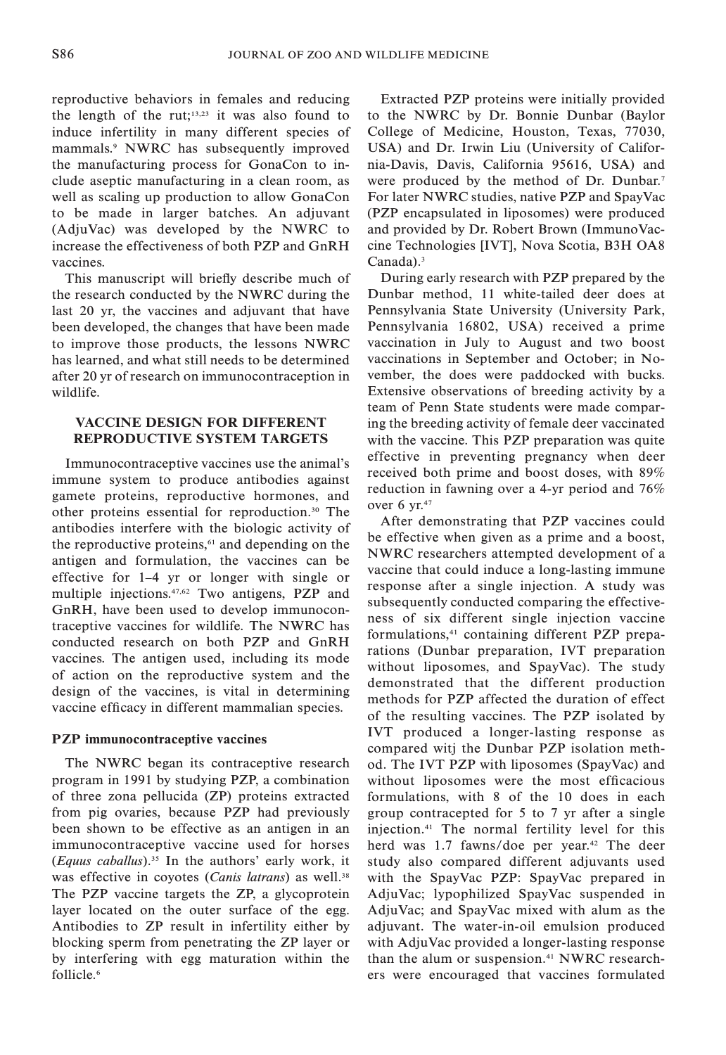reproductive behaviors in females and reducing the length of the rut;[13,23] it was also found to induce infertility in many different species of mammals.[9] NWRC has subsequently improved the manufacturing process for GonaCon to include aseptic manufacturing in a clean room, as well as scaling up production to allow GonaCon to be made in larger batches. An adjuvant (AdjuVac) was developed by the NWRC to increase the effectiveness of both PZP and GnRH vaccines.

This manuscript will briefly describe much of the research conducted by the NWRC during the last 20 yr, the vaccines and adjuvant that have been developed, the changes that have been made to improve those products, the lessons NWRC has learned, and what still needs to be determined after 20 yr of research on immunocontraception in wildlife.

## VACCINE DESIGN FOR DIFFERENT REPRODUCTIVE SYSTEM TARGETS

Immunocontraceptive vaccines use the animal's immune system to produce antibodies against gamete proteins, reproductive hormones, and other proteins essential for reproduction.[30] The antibodies interfere with the biologic activity of the reproductive proteins,[61] and depending on the antigen and formulation, the vaccines can be effective for 1–4 yr or longer with single or multiple injections.[47,62] Two antigens, PZP and GnRH, have been used to develop immunocontraceptive vaccines for wildlife. The NWRC has conducted research on both PZP and GnRH vaccines. The antigen used, including its mode of action on the reproductive system and the design of the vaccines, is vital in determining vaccine efficacy in different mammalian species.

### PZP immunocontraceptive vaccines

The NWRC began its contraceptive research program in 1991 by studying PZP, a combination of three zona pellucida (ZP) proteins extracted from pig ovaries, because PZP had previously been shown to be effective as an antigen in an immunocontraceptive vaccine used for horses (*Equus caballus*).[35] In the authors' early work, it was effective in coyotes (*Canis latrans*) as well.[38] The PZP vaccine targets the ZP, a glycoprotein layer located on the outer surface of the egg. Antibodies to ZP result in infertility either by blocking sperm from penetrating the ZP layer or by interfering with egg maturation within the follicle.[6]

Extracted PZP proteins were initially provided to the NWRC by Dr. Bonnie Dunbar (Baylor College of Medicine, Houston, Texas, 77030, USA) and Dr. Irwin Liu (University of California-Davis, Davis, California 95616, USA) and were produced by the method of Dr. Dunbar.[7] For later NWRC studies, native PZP and SpayVac (PZP encapsulated in liposomes) were produced and provided by Dr. Robert Brown (ImmunoVaccine Technologies [IVT], Nova Scotia, B3H OA8 Canada).[3]

During early research with PZP prepared by the Dunbar method, 11 white-tailed deer does at Pennsylvania State University (University Park, Pennsylvania 16802, USA) received a prime vaccination in July to August and two boost vaccinations in September and October; in November, the does were paddocked with bucks. Extensive observations of breeding activity by a team of Penn State students were made comparing the breeding activity of female deer vaccinated with the vaccine. This PZP preparation was quite effective in preventing pregnancy when deer received both prime and boost doses, with 89% reduction in fawning over a 4-yr period and 76% over 6 yr.[47]

After demonstrating that PZP vaccines could be effective when given as a prime and a boost, NWRC researchers attempted development of a vaccine that could induce a long-lasting immune response after a single injection. A study was subsequently conducted comparing the effectiveness of six different single injection vaccine formulations,[41] containing different PZP preparations (Dunbar preparation, IVT preparation without liposomes, and SpayVac). The study demonstrated that the different production methods for PZP affected the duration of effect of the resulting vaccines. The PZP isolated by IVT produced a longer-lasting response as compared witj the Dunbar PZP isolation method. The IVT PZP with liposomes (SpayVac) and without liposomes were the most efficacious formulations, with 8 of the 10 does in each group contracepted for 5 to 7 yr after a single injection.[41] The normal fertility level for this herd was 1.7 fawns/doe per year.[42] The deer study also compared different adjuvants used with the SpayVac PZP: SpayVac prepared in AdjuVac; lypophilized SpayVac suspended in AdjuVac; and SpayVac mixed with alum as the adjuvant. The water-in-oil emulsion produced with AdjuVac provided a longer-lasting response than the alum or suspension.[41] NWRC researchers were encouraged that vaccines formulated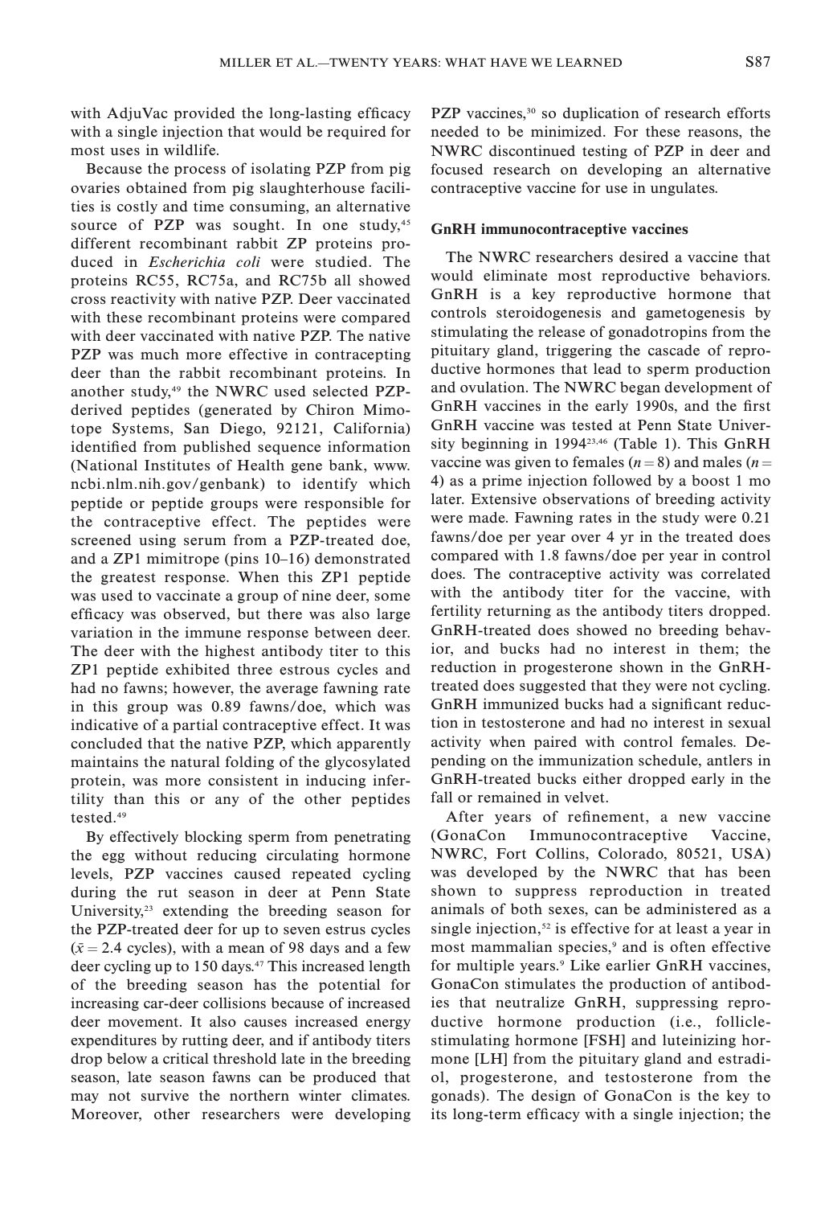with AdjuVac provided the long-lasting efficacy with a single injection that would be required for most uses in wildlife.

Because the process of isolating PZP from pig ovaries obtained from pig slaughterhouse facilities is costly and time consuming, an alternative source of PZP was sought. In one study,[45] different recombinant rabbit ZP proteins produced in *Escherichia coli* were studied. The proteins RC55, RC75a, and RC75b all showed cross reactivity with native PZP. Deer vaccinated with these recombinant proteins were compared with deer vaccinated with native PZP. The native PZP was much more effective in contracepting deer than the rabbit recombinant proteins. In another study,[49] the NWRC used selected PZP-derived peptides (generated by Chiron Mimotope Systems, San Diego, 92121, California) identified from published sequence information (National Institutes of Health gene bank, www.ncbi.nlm.nih.gov/genbank) to identify which peptide or peptide groups were responsible for the contraceptive effect. The peptides were screened using serum from a PZP-treated doe, and a ZP1 mimitrope (pins 10–16) demonstrated the greatest response. When this ZP1 peptide was used to vaccinate a group of nine deer, some efficacy was observed, but there was also large variation in the immune response between deer. The deer with the highest antibody titer to this ZP1 peptide exhibited three estrous cycles and had no fawns; however, the average fawning rate in this group was 0.89 fawns/doe, which was indicative of a partial contraceptive effect. It was concluded that the native PZP, which apparently maintains the natural folding of the glycosylated protein, was more consistent in inducing infertility than this or any of the other peptides tested.[49]

By effectively blocking sperm from penetrating the egg without reducing circulating hormone levels, PZP vaccines caused repeated cycling during the rut season in deer at Penn State University,[23] extending the breeding season for the PZP-treated deer for up to seven estrus cycles ($\bar{x} = 2.4$ cycles), with a mean of 98 days and a few deer cycling up to 150 days.[47] This increased length of the breeding season has the potential for increasing car-deer collisions because of increased deer movement. It also causes increased energy expenditures by rutting deer, and if antibody titers drop below a critical threshold late in the breeding season, late season fawns can be produced that may not survive the northern winter climates. Moreover, other researchers were developing PZP vaccines,[30] so duplication of research efforts needed to be minimized. For these reasons, the NWRC discontinued testing of PZP in deer and focused research on developing an alternative contraceptive vaccine for use in ungulates.

### GnRH immunocontraceptive vaccines

The NWRC researchers desired a vaccine that would eliminate most reproductive behaviors. GnRH is a key reproductive hormone that controls steroidogenesis and gametogenesis by stimulating the release of gonadotropins from the pituitary gland, triggering the cascade of reproductive hormones that lead to sperm production and ovulation. The NWRC began development of GnRH vaccines in the early 1990s, and the first GnRH vaccine was tested at Penn State University beginning in 1994[23,46] (Table 1). This GnRH vaccine was given to females ($n = 8$) and males ($n = 4$) as a prime injection followed by a boost 1 mo later. Extensive observations of breeding activity were made. Fawning rates in the study were 0.21 fawns/doe per year over 4 yr in the treated does compared with 1.8 fawns/doe per year in control does. The contraceptive activity was correlated with the antibody titer for the vaccine, with fertility returning as the antibody titers dropped. GnRH-treated does showed no breeding behavior, and bucks had no interest in them; the reduction in progesterone shown in the GnRH-treated does suggested that they were not cycling. GnRH immunized bucks had a significant reduction in testosterone and had no interest in sexual activity when paired with control females. Depending on the immunization schedule, antlers in GnRH-treated bucks either dropped early in the fall or remained in velvet.

After years of refinement, a new vaccine (GonaCon Immunocontraceptive Vaccine, NWRC, Fort Collins, Colorado, 80521, USA) was developed by the NWRC that has been shown to suppress reproduction in treated animals of both sexes, can be administered as a single injection,[52] is effective for at least a year in most mammalian species,[9] and is often effective for multiple years.[9] Like earlier GnRH vaccines, GonaCon stimulates the production of antibodies that neutralize GnRH, suppressing reproductive hormone production (i.e., follicle-stimulating hormone [FSH] and luteinizing hormone [LH] from the pituitary gland and estradiol, progesterone, and testosterone from the gonads). The design of GonaCon is the key to its long-term efficacy with a single injection; the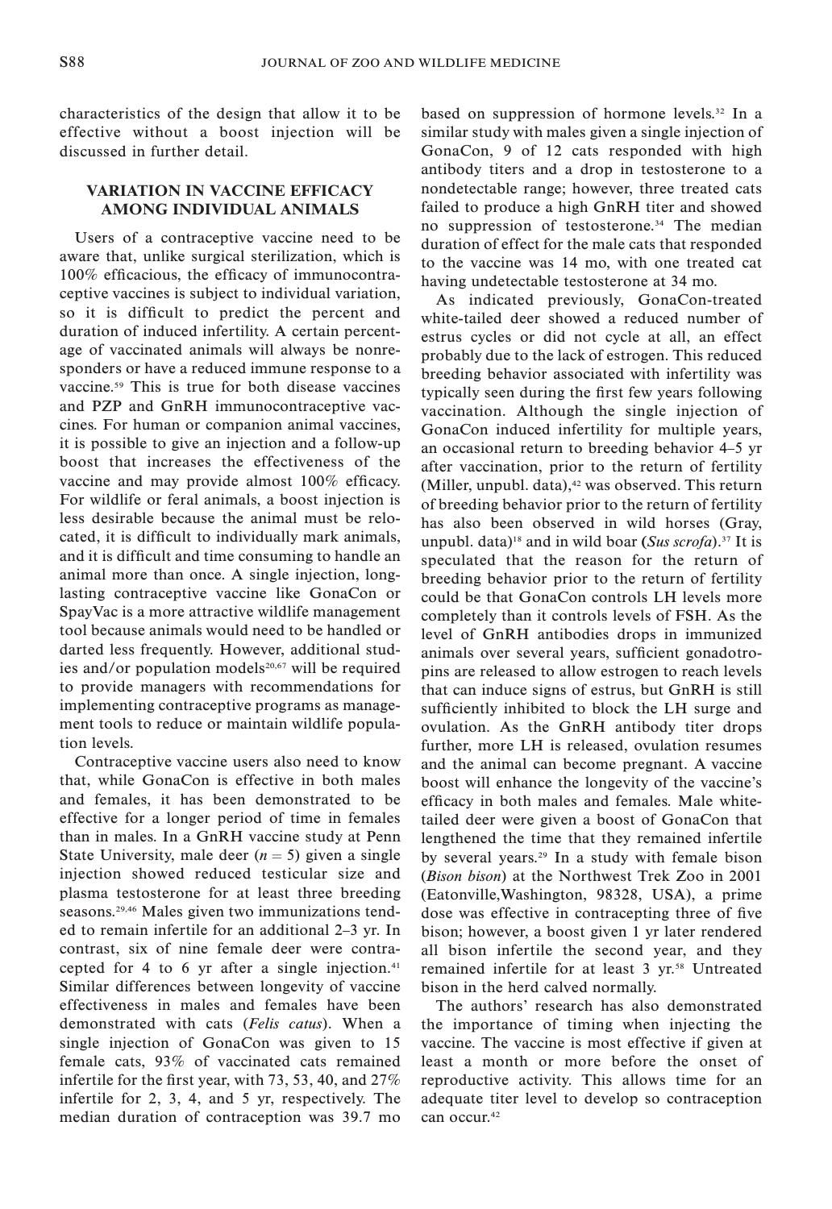characteristics of the design that allow it to be effective without a boost injection will be discussed in further detail.

## VARIATION IN VACCINE EFFICACY AMONG INDIVIDUAL ANIMALS

Users of a contraceptive vaccine need to be aware that, unlike surgical sterilization, which is 100% efficacious, the efficacy of immunocontraceptive vaccines is subject to individual variation, so it is difficult to predict the percent and duration of induced infertility. A certain percentage of vaccinated animals will always be nonresponders or have a reduced immune response to a vaccine.[59] This is true for both disease vaccines and PZP and GnRH immunocontraceptive vaccines. For human or companion animal vaccines, it is possible to give an injection and a follow-up boost that increases the effectiveness of the vaccine and may provide almost 100% efficacy. For wildlife or feral animals, a boost injection is less desirable because the animal must be relocated, it is difficult to individually mark animals, and it is difficult and time consuming to handle an animal more than once. A single injection, long-lasting contraceptive vaccine like GonaCon or SpayVac is a more attractive wildlife management tool because animals would need to be handled or darted less frequently. However, additional studies and/or population models[20,67] will be required to provide managers with recommendations for implementing contraceptive programs as management tools to reduce or maintain wildlife population levels.

Contraceptive vaccine users also need to know that, while GonaCon is effective in both males and females, it has been demonstrated to be effective for a longer period of time in females than in males. In a GnRH vaccine study at Penn State University, male deer ($n = 5$) given a single injection showed reduced testicular size and plasma testosterone for at least three breeding seasons.[29,46] Males given two immunizations tended to remain infertile for an additional 2–3 yr. In contrast, six of nine female deer were contracepted for 4 to 6 yr after a single injection.[41] Similar differences between longevity of vaccine effectiveness in males and females have been demonstrated with cats (*Felis catus*). When a single injection of GonaCon was given to 15 female cats, 93% of vaccinated cats remained infertile for the first year, with 73, 53, 40, and 27% infertile for 2, 3, 4, and 5 yr, respectively. The median duration of contraception was 39.7 mo based on suppression of hormone levels.[32] In a similar study with males given a single injection of GonaCon, 9 of 12 cats responded with high antibody titers and a drop in testosterone to a nondetectable range; however, three treated cats failed to produce a high GnRH titer and showed no suppression of testosterone.[34] The median duration of effect for the male cats that responded to the vaccine was 14 mo, with one treated cat having undetectable testosterone at 34 mo.

As indicated previously, GonaCon-treated white-tailed deer showed a reduced number of estrus cycles or did not cycle at all, an effect probably due to the lack of estrogen. This reduced breeding behavior associated with infertility was typically seen during the first few years following vaccination. Although the single injection of GonaCon induced infertility for multiple years, an occasional return to breeding behavior 4–5 yr after vaccination, prior to the return of fertility (Miller, unpubl. data),[42] was observed. This return of breeding behavior prior to the return of fertility has also been observed in wild horses (Gray, unpubl. data)[18] and in wild boar (*Sus scrofa*).[37] It is speculated that the reason for the return of breeding behavior prior to the return of fertility could be that GonaCon controls LH levels more completely than it controls levels of FSH. As the level of GnRH antibodies drops in immunized animals over several years, sufficient gonadotropins are released to allow estrogen to reach levels that can induce signs of estrus, but GnRH is still sufficiently inhibited to block the LH surge and ovulation. As the GnRH antibody titer drops further, more LH is released, ovulation resumes and the animal can become pregnant. A vaccine boost will enhance the longevity of the vaccine's efficacy in both males and females. Male white-tailed deer were given a boost of GonaCon that lengthened the time that they remained infertile by several years.[29] In a study with female bison (*Bison bison*) at the Northwest Trek Zoo in 2001 (Eatonville,Washington, 98328, USA), a prime dose was effective in contracepting three of five bison; however, a boost given 1 yr later rendered all bison infertile the second year, and they remained infertile for at least 3 yr.[58] Untreated bison in the herd calved normally.

The authors' research has also demonstrated the importance of timing when injecting the vaccine. The vaccine is most effective if given at least a month or more before the onset of reproductive activity. This allows time for an adequate titer level to develop so contraception can occur.[42]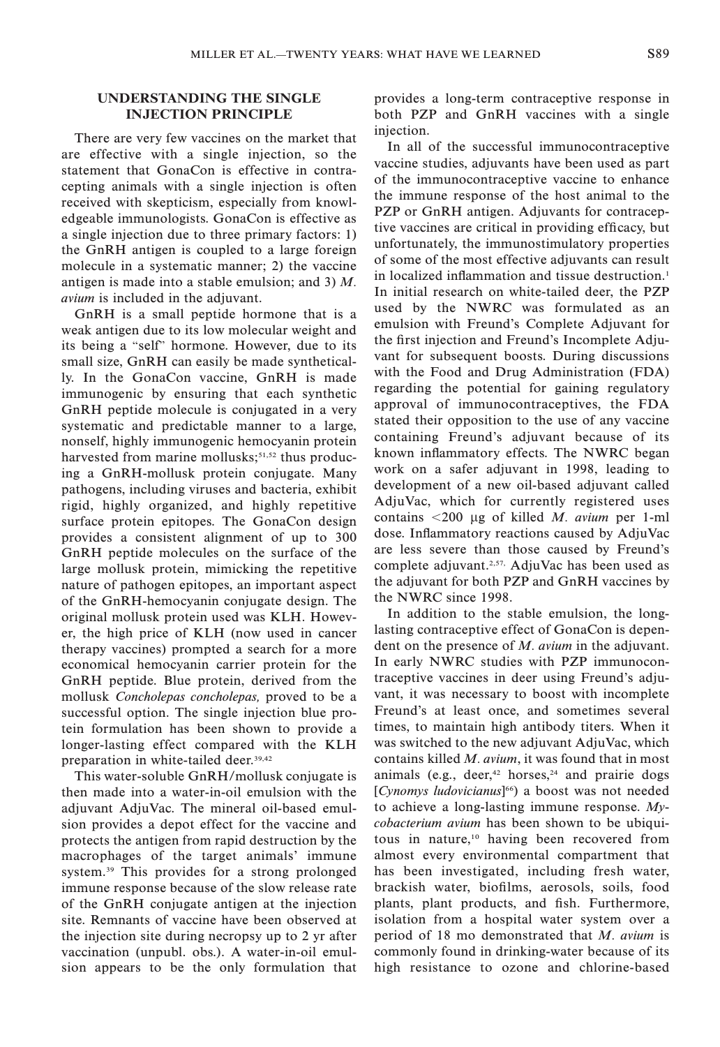## UNDERSTANDING THE SINGLE INJECTION PRINCIPLE

There are very few vaccines on the market that are effective with a single injection, so the statement that GonaCon is effective in contracepting animals with a single injection is often received with skepticism, especially from knowledgeable immunologists. GonaCon is effective as a single injection due to three primary factors: 1) the GnRH antigen is coupled to a large foreign molecule in a systematic manner; 2) the vaccine antigen is made into a stable emulsion; and 3) *M. avium* is included in the adjuvant.

GnRH is a small peptide hormone that is a weak antigen due to its low molecular weight and its being a "self" hormone. However, due to its small size, GnRH can easily be made synthetically. In the GonaCon vaccine, GnRH is made immunogenic by ensuring that each synthetic GnRH peptide molecule is conjugated in a very systematic and predictable manner to a large, nonself, highly immunogenic hemocyanin protein harvested from marine mollusks;[51,52] thus producing a GnRH-mollusk protein conjugate. Many pathogens, including viruses and bacteria, exhibit rigid, highly organized, and highly repetitive surface protein epitopes. The GonaCon design provides a consistent alignment of up to 300 GnRH peptide molecules on the surface of the large mollusk protein, mimicking the repetitive nature of pathogen epitopes, an important aspect of the GnRH-hemocyanin conjugate design. The original mollusk protein used was KLH. However, the high price of KLH (now used in cancer therapy vaccines) prompted a search for a more economical hemocyanin carrier protein for the GnRH peptide. Blue protein, derived from the mollusk *Concholepas concholepas,* proved to be a successful option. The single injection blue protein formulation has been shown to provide a longer-lasting effect compared with the KLH preparation in white-tailed deer.[39,42]

This water-soluble GnRH/mollusk conjugate is then made into a water-in-oil emulsion with the adjuvant AdjuVac. The mineral oil-based emulsion provides a depot effect for the vaccine and protects the antigen from rapid destruction by the macrophages of the target animals' immune system.[39] This provides for a strong prolonged immune response because of the slow release rate of the GnRH conjugate antigen at the injection site. Remnants of vaccine have been observed at the injection site during necropsy up to 2 yr after vaccination (unpubl. obs.). A water-in-oil emulsion appears to be the only formulation that provides a long-term contraceptive response in both PZP and GnRH vaccines with a single injection.

In all of the successful immunocontraceptive vaccine studies, adjuvants have been used as part of the immunocontraceptive vaccine to enhance the immune response of the host animal to the PZP or GnRH antigen. Adjuvants for contraceptive vaccines are critical in providing efficacy, but unfortunately, the immunostimulatory properties of some of the most effective adjuvants can result in localized inflammation and tissue destruction.[1] In initial research on white-tailed deer, the PZP used by the NWRC was formulated as an emulsion with Freund's Complete Adjuvant for the first injection and Freund's Incomplete Adjuvant for subsequent boosts. During discussions with the Food and Drug Administration (FDA) regarding the potential for gaining regulatory approval of immunocontraceptives, the FDA stated their opposition to the use of any vaccine containing Freund's adjuvant because of its known inflammatory effects. The NWRC began work on a safer adjuvant in 1998, leading to development of a new oil-based adjuvant called AdjuVac, which for currently registered uses contains <200 μg of killed *M. avium* per 1-ml dose. Inflammatory reactions caused by AdjuVac are less severe than those caused by Freund's complete adjuvant.[2,57] AdjuVac has been used as the adjuvant for both PZP and GnRH vaccines by the NWRC since 1998.

In addition to the stable emulsion, the long-lasting contraceptive effect of GonaCon is dependent on the presence of *M. avium* in the adjuvant. In early NWRC studies with PZP immunocontraceptive vaccines in deer using Freund's adjuvant, it was necessary to boost with incomplete Freund's at least once, and sometimes several times, to maintain high antibody titers. When it was switched to the new adjuvant AdjuVac, which contains killed *M. avium*, it was found that in most animals (e.g., deer,[42] horses,[24] and prairie dogs [*Cynomys ludovicianus*][66]) a boost was not needed to achieve a long-lasting immune response. *Mycobacterium avium* has been shown to be ubiquitous in nature,[10] having been recovered from almost every environmental compartment that has been investigated, including fresh water, brackish water, biofilms, aerosols, soils, food plants, plant products, and fish. Furthermore, isolation from a hospital water system over a period of 18 mo demonstrated that *M. avium* is commonly found in drinking-water because of its high resistance to ozone and chlorine-based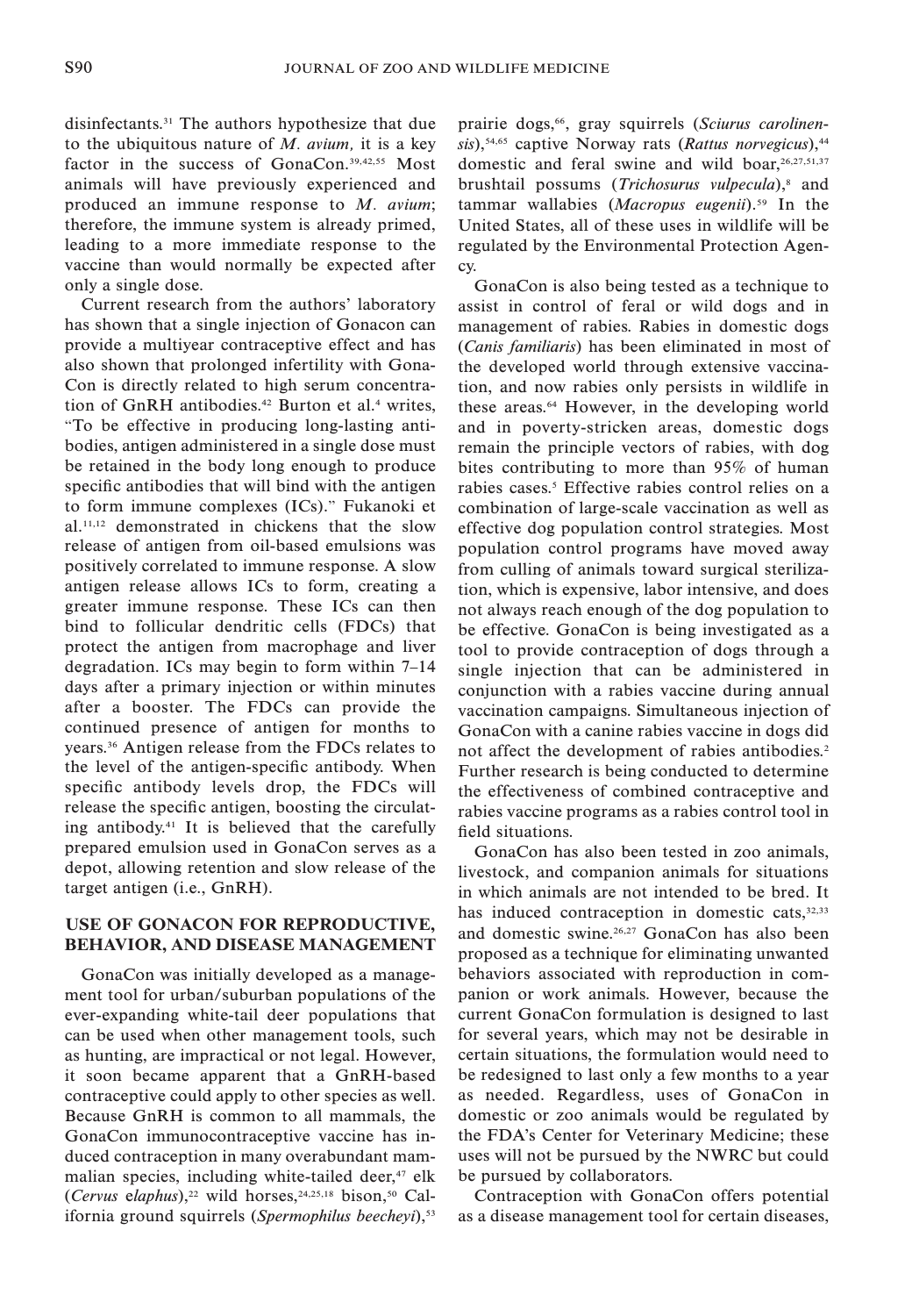disinfectants.[31] The authors hypothesize that due to the ubiquitous nature of *M. avium,* it is a key factor in the success of GonaCon.[39,42,55] Most animals will have previously experienced and produced an immune response to *M. avium*; therefore, the immune system is already primed, leading to a more immediate response to the vaccine than would normally be expected after only a single dose.

Current research from the authors' laboratory has shown that a single injection of Gonacon can provide a multiyear contraceptive effect and has also shown that prolonged infertility with GonaCon is directly related to high serum concentration of GnRH antibodies.[42] Burton et al.[4] writes, "To be effective in producing long-lasting antibodies, antigen administered in a single dose must be retained in the body long enough to produce specific antibodies that will bind with the antigen to form immune complexes (ICs)." Fukanoki et al.[11,12] demonstrated in chickens that the slow release of antigen from oil-based emulsions was positively correlated to immune response. A slow antigen release allows ICs to form, creating a greater immune response. These ICs can then bind to follicular dendritic cells (FDCs) that protect the antigen from macrophage and liver degradation. ICs may begin to form within 7–14 days after a primary injection or within minutes after a booster. The FDCs can provide the continued presence of antigen for months to years.[36] Antigen release from the FDCs relates to the level of the antigen-specific antibody. When specific antibody levels drop, the FDCs will release the specific antigen, boosting the circulating antibody.[41] It is believed that the carefully prepared emulsion used in GonaCon serves as a depot, allowing retention and slow release of the target antigen (i.e., GnRH).

## USE OF GONACON FOR REPRODUCTIVE, BEHAVIOR, AND DISEASE MANAGEMENT

GonaCon was initially developed as a management tool for urban/suburban populations of the ever-expanding white-tail deer populations that can be used when other management tools, such as hunting, are impractical or not legal. However, it soon became apparent that a GnRH-based contraceptive could apply to other species as well. Because GnRH is common to all mammals, the GonaCon immunocontraceptive vaccine has induced contraception in many overabundant mammalian species, including white-tailed deer,[47] elk (*Cervus elaphus*),[22] wild horses,[24,25,18] bison,[50] California ground squirrels (*Spermophilus beecheyi*),[53] prairie dogs,[66], gray squirrels (*Sciurus carolinensis*),[54,65] captive Norway rats (*Rattus norvegicus*),[44] domestic and feral swine and wild boar,[26,27,51,37] brushtail possums (*Trichosurus vulpecula*),[8] and tammar wallabies (*Macropus eugenii*).[59] In the United States, all of these uses in wildlife will be regulated by the Environmental Protection Agency.

GonaCon is also being tested as a technique to assist in control of feral or wild dogs and in management of rabies. Rabies in domestic dogs (*Canis familiaris*) has been eliminated in most of the developed world through extensive vaccination, and now rabies only persists in wildlife in these areas.[64] However, in the developing world and in poverty-stricken areas, domestic dogs remain the principle vectors of rabies, with dog bites contributing to more than 95% of human rabies cases.[5] Effective rabies control relies on a combination of large-scale vaccination as well as effective dog population control strategies. Most population control programs have moved away from culling of animals toward surgical sterilization, which is expensive, labor intensive, and does not always reach enough of the dog population to be effective. GonaCon is being investigated as a tool to provide contraception of dogs through a single injection that can be administered in conjunction with a rabies vaccine during annual vaccination campaigns. Simultaneous injection of GonaCon with a canine rabies vaccine in dogs did not affect the development of rabies antibodies.[2] Further research is being conducted to determine the effectiveness of combined contraceptive and rabies vaccine programs as a rabies control tool in field situations.

GonaCon has also been tested in zoo animals, livestock, and companion animals for situations in which animals are not intended to be bred. It has induced contraception in domestic cats,[32,33] and domestic swine.[26,27] GonaCon has also been proposed as a technique for eliminating unwanted behaviors associated with reproduction in companion or work animals. However, because the current GonaCon formulation is designed to last for several years, which may not be desirable in certain situations, the formulation would need to be redesigned to last only a few months to a year as needed. Regardless, uses of GonaCon in domestic or zoo animals would be regulated by the FDA's Center for Veterinary Medicine; these uses will not be pursued by the NWRC but could be pursued by collaborators.

Contraception with GonaCon offers potential as a disease management tool for certain diseases,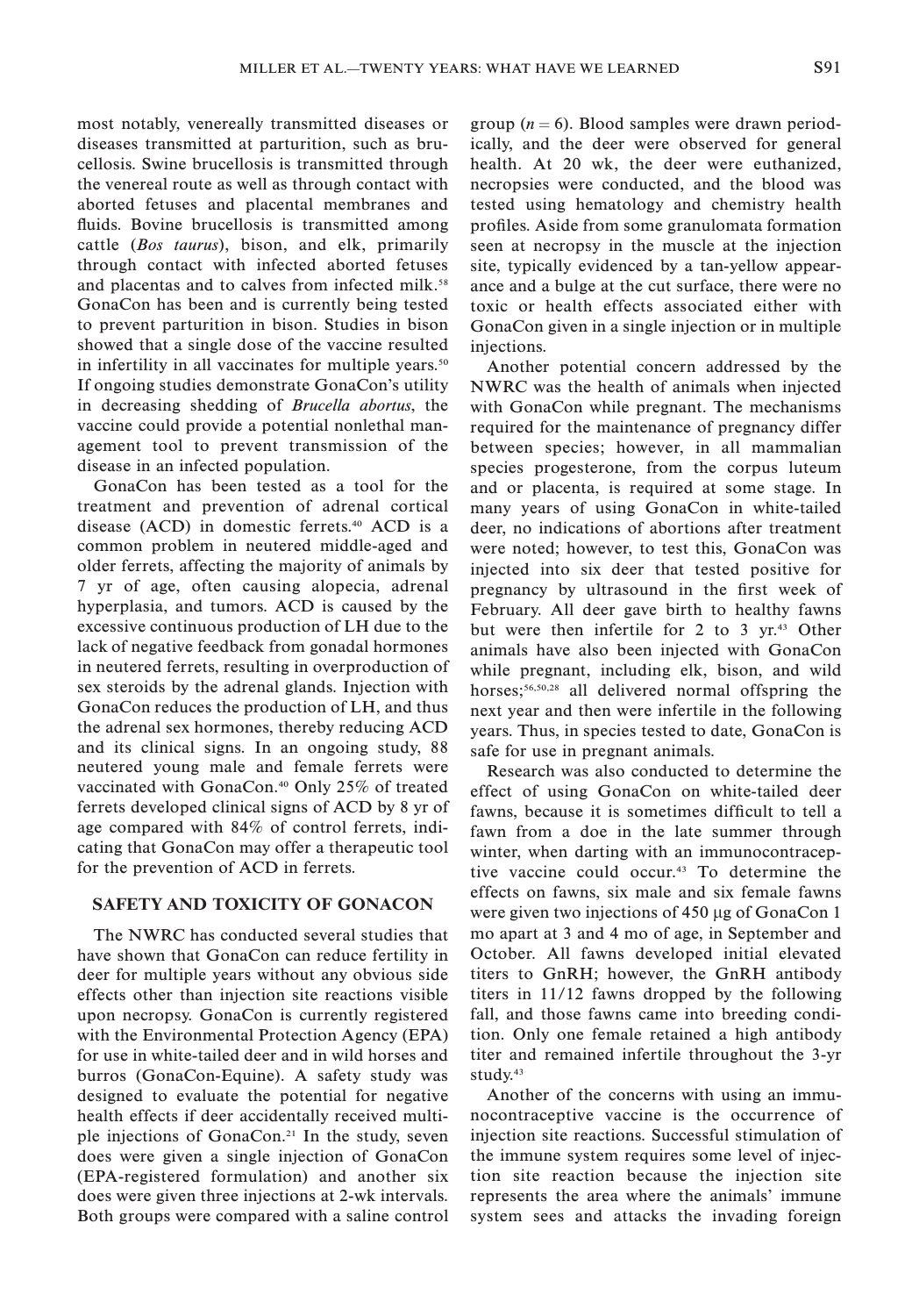most notably, venereally transmitted diseases or diseases transmitted at parturition, such as brucellosis. Swine brucellosis is transmitted through the venereal route as well as through contact with aborted fetuses and placental membranes and fluids. Bovine brucellosis is transmitted among cattle (*Bos taurus*), bison, and elk, primarily through contact with infected aborted fetuses and placentas and to calves from infected milk.[58] GonaCon has been and is currently being tested to prevent parturition in bison. Studies in bison showed that a single dose of the vaccine resulted in infertility in all vaccinates for multiple years.[50] If ongoing studies demonstrate GonaCon's utility in decreasing shedding of *Brucella abortus*, the vaccine could provide a potential nonlethal management tool to prevent transmission of the disease in an infected population.

GonaCon has been tested as a tool for the treatment and prevention of adrenal cortical disease (ACD) in domestic ferrets.[40] ACD is a common problem in neutered middle-aged and older ferrets, affecting the majority of animals by 7 yr of age, often causing alopecia, adrenal hyperplasia, and tumors. ACD is caused by the excessive continuous production of LH due to the lack of negative feedback from gonadal hormones in neutered ferrets, resulting in overproduction of sex steroids by the adrenal glands. Injection with GonaCon reduces the production of LH, and thus the adrenal sex hormones, thereby reducing ACD and its clinical signs. In an ongoing study, 88 neutered young male and female ferrets were vaccinated with GonaCon.[40] Only 25% of treated ferrets developed clinical signs of ACD by 8 yr of age compared with 84% of control ferrets, indicating that GonaCon may offer a therapeutic tool for the prevention of ACD in ferrets.

## SAFETY AND TOXICITY OF GONACON

The NWRC has conducted several studies that have shown that GonaCon can reduce fertility in deer for multiple years without any obvious side effects other than injection site reactions visible upon necropsy. GonaCon is currently registered with the Environmental Protection Agency (EPA) for use in white-tailed deer and in wild horses and burros (GonaCon-Equine). A safety study was designed to evaluate the potential for negative health effects if deer accidentally received multiple injections of GonaCon.[21] In the study, seven does were given a single injection of GonaCon (EPA-registered formulation) and another six does were given three injections at 2-wk intervals. Both groups were compared with a saline control group ($n = 6$). Blood samples were drawn periodically, and the deer were observed for general health. At 20 wk, the deer were euthanized, necropsies were conducted, and the blood was tested using hematology and chemistry health profiles. Aside from some granulomata formation seen at necropsy in the muscle at the injection site, typically evidenced by a tan-yellow appearance and a bulge at the cut surface, there were no toxic or health effects associated either with GonaCon given in a single injection or in multiple injections.

Another potential concern addressed by the NWRC was the health of animals when injected with GonaCon while pregnant. The mechanisms required for the maintenance of pregnancy differ between species; however, in all mammalian species progesterone, from the corpus luteum and or placenta, is required at some stage. In many years of using GonaCon in white-tailed deer, no indications of abortions after treatment were noted; however, to test this, GonaCon was injected into six deer that tested positive for pregnancy by ultrasound in the first week of February. All deer gave birth to healthy fawns but were then infertile for 2 to 3 yr.[43] Other animals have also been injected with GonaCon while pregnant, including elk, bison, and wild horses;[56,50,28] all delivered normal offspring the next year and then were infertile in the following years. Thus, in species tested to date, GonaCon is safe for use in pregnant animals.

Research was also conducted to determine the effect of using GonaCon on white-tailed deer fawns, because it is sometimes difficult to tell a fawn from a doe in the late summer through winter, when darting with an immunocontraceptive vaccine could occur.[43] To determine the effects on fawns, six male and six female fawns were given two injections of 450 μg of GonaCon 1 mo apart at 3 and 4 mo of age, in September and October. All fawns developed initial elevated titers to GnRH; however, the GnRH antibody titers in 11/12 fawns dropped by the following fall, and those fawns came into breeding condition. Only one female retained a high antibody titer and remained infertile throughout the 3-yr study.[43]

Another of the concerns with using an immunocontraceptive vaccine is the occurrence of injection site reactions. Successful stimulation of the immune system requires some level of injection site reaction because the injection site represents the area where the animals' immune system sees and attacks the invading foreign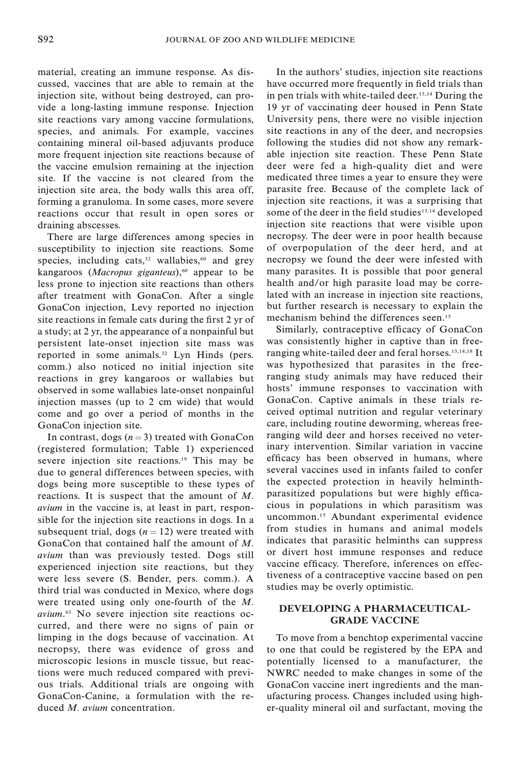material, creating an immune response. As discussed, vaccines that are able to remain at the injection site, without being destroyed, can provide a long-lasting immune response. Injection site reactions vary among vaccine formulations, species, and animals. For example, vaccines containing mineral oil-based adjuvants produce more frequent injection site reactions because of the vaccine emulsion remaining at the injection site. If the vaccine is not cleared from the injection site area, the body walls this area off, forming a granuloma. In some cases, more severe reactions occur that result in open sores or draining abscesses.

There are large differences among species in susceptibility to injection site reactions. Some species, including cats,[32] wallabies,[60] and grey kangaroos (*Macropus giganteus*),[60] appear to be less prone to injection site reactions than others after treatment with GonaCon. After a single GonaCon injection, Levy reported no injection site reactions in female cats during the first 2 yr of a study; at 2 yr, the appearance of a nonpainful but persistent late-onset injection site mass was reported in some animals.[32] Lyn Hinds (pers. comm.) also noticed no initial injection site reactions in grey kangaroos or wallabies but observed in some wallabies late-onset nonpainful injection masses (up to 2 cm wide) that would come and go over a period of months in the GonaCon injection site.

In contrast, dogs ($n = 3$) treated with GonaCon (registered formulation; Table 1) experienced severe injection site reactions.[19] This may be due to general differences between species, with dogs being more susceptible to these types of reactions. It is suspect that the amount of *M. avium* in the vaccine is, at least in part, responsible for the injection site reactions in dogs. In a subsequent trial, dogs ($n = 12$) were treated with GonaCon that contained half the amount of *M. avium* than was previously tested. Dogs still experienced injection site reactions, but they were less severe (S. Bender, pers. comm.). A third trial was conducted in Mexico, where dogs were treated using only one-fourth of the *M. avium*.[63] No severe injection site reactions occurred, and there were no signs of pain or limping in the dogs because of vaccination. At necropsy, there was evidence of gross and microscopic lesions in muscle tissue, but reactions were much reduced compared with previous trials. Additional trials are ongoing with GonaCon-Canine, a formulation with the reduced *M. avium* concentration.

In the authors' studies, injection site reactions have occurred more frequently in field trials than in pen trials with white-tailed deer.[13,14] During the 19 yr of vaccinating deer housed in Penn State University pens, there were no visible injection site reactions in any of the deer, and necropsies following the studies did not show any remarkable injection site reaction. These Penn State deer were fed a high-quality diet and were medicated three times a year to ensure they were parasite free. Because of the complete lack of injection site reactions, it was a surprising that some of the deer in the field studies[13,14] developed injection site reactions that were visible upon necropsy. The deer were in poor health because of overpopulation of the deer herd, and at necropsy we found the deer were infested with many parasites. It is possible that poor general health and/or high parasite load may be correlated with an increase in injection site reactions, but further research is necessary to explain the mechanism behind the differences seen.[15]

Similarly, contraceptive efficacy of GonaCon was consistently higher in captive than in free-ranging white-tailed deer and feral horses.[13,14,18] It was hypothesized that parasites in the free-ranging study animals may have reduced their hosts' immune responses to vaccination with GonaCon. Captive animals in these trials received optimal nutrition and regular veterinary care, including routine deworming, whereas free-ranging wild deer and horses received no veterinary intervention. Similar variation in vaccine efficacy has been observed in humans, where several vaccines used in infants failed to confer the expected protection in heavily helminth-parasitized populations but were highly efficacious in populations in which parasitism was uncommon.[15] Abundant experimental evidence from studies in humans and animal models indicates that parasitic helminths can suppress or divert host immune responses and reduce vaccine efficacy. Therefore, inferences on effectiveness of a contraceptive vaccine based on pen studies may be overly optimistic.

## DEVELOPING A PHARMACEUTICAL-GRADE VACCINE

To move from a benchtop experimental vaccine to one that could be registered by the EPA and potentially licensed to a manufacturer, the NWRC needed to make changes in some of the GonaCon vaccine inert ingredients and the manufacturing process. Changes included using higher-quality mineral oil and surfactant, moving the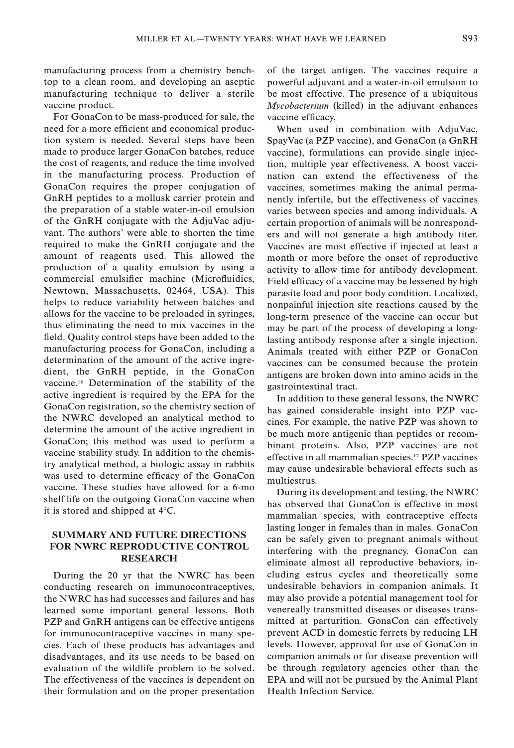manufacturing process from a chemistry benchtop to a clean room, and developing an aseptic manufacturing technique to deliver a sterile vaccine product.

For GonaCon to be mass-produced for sale, the need for a more efficient and economical production system is needed. Several steps have been made to produce larger GonaCon batches, reduce the cost of reagents, and reduce the time involved in the manufacturing process. Production of GonaCon requires the proper conjugation of GnRH peptides to a mollusk carrier protein and the preparation of a stable water-in-oil emulsion of the GnRH conjugate with the AdjuVac adjuvant. The authors' were able to shorten the time required to make the GnRH conjugate and the amount of reagents used. This allowed the production of a quality emulsion by using a commercial emulsifier machine (Microfluidics, Newtown, Massachusetts, 02464, USA). This helps to reduce variability between batches and allows for the vaccine to be preloaded in syringes, thus eliminating the need to mix vaccines in the field. Quality control steps have been added to the manufacturing process for GonaCon, including a determination of the amount of the active ingredient, the GnRH peptide, in the GonaCon vaccine.[16] Determination of the stability of the active ingredient is required by the EPA for the GonaCon registration, so the chemistry section of the NWRC developed an analytical method to determine the amount of the active ingredient in GonaCon; this method was used to perform a vaccine stability study. In addition to the chemistry analytical method, a biologic assay in rabbits was used to determine efficacy of the GonaCon vaccine. These studies have allowed for a 6-mo shelf life on the outgoing GonaCon vaccine when it is stored and shipped at 4°C.

## SUMMARY AND FUTURE DIRECTIONS FOR NWRC REPRODUCTIVE CONTROL RESEARCH

During the 20 yr that the NWRC has been conducting research on immunocontraceptives, the NWRC has had successes and failures and has learned some important general lessons. Both PZP and GnRH antigens can be effective antigens for immunocontraceptive vaccines in many species. Each of these products has advantages and disadvantages, and its use needs to be based on evaluation of the wildlife problem to be solved. The effectiveness of the vaccines is dependent on their formulation and on the proper presentation of the target antigen. The vaccines require a powerful adjuvant and a water-in-oil emulsion to be most effective. The presence of a ubiquitous *Mycobacterium* (killed) in the adjuvant enhances vaccine efficacy.

When used in combination with AdjuVac, SpayVac (a PZP vaccine), and GonaCon (a GnRH vaccine), formulations can provide single injection, multiple year effectiveness. A boost vaccination can extend the effectiveness of the vaccines, sometimes making the animal permanently infertile, but the effectiveness of vaccines varies between species and among individuals. A certain proportion of animals will be nonresponders and will not generate a high antibody titer. Vaccines are most effective if injected at least a month or more before the onset of reproductive activity to allow time for antibody development. Field efficacy of a vaccine may be lessened by high parasite load and poor body condition. Localized, nonpainful injection site reactions caused by the long-term presence of the vaccine can occur but may be part of the process of developing a long-lasting antibody response after a single injection. Animals treated with either PZP or GonaCon vaccines can be consumed because the protein antigens are broken down into amino acids in the gastrointestinal tract.

In addition to these general lessons, the NWRC has gained considerable insight into PZP vaccines. For example, the native PZP was shown to be much more antigenic than peptides or recombinant proteins. Also, PZP vaccines are not effective in all mammalian species.[17] PZP vaccines may cause undesirable behavioral effects such as multiestrus.

During its development and testing, the NWRC has observed that GonaCon is effective in most mammalian species, with contraceptive effects lasting longer in females than in males. GonaCon can be safely given to pregnant animals without interfering with the pregnancy. GonaCon can eliminate almost all reproductive behaviors, including estrus cycles and theoretically some undesirable behaviors in companion animals. It may also provide a potential management tool for venereally transmitted diseases or diseases transmitted at parturition. GonaCon can effectively prevent ACD in domestic ferrets by reducing LH levels. However, approval for use of GonaCon in companion animals or for disease prevention will be through regulatory agencies other than the EPA and will not be pursued by the Animal Plant Health Infection Service.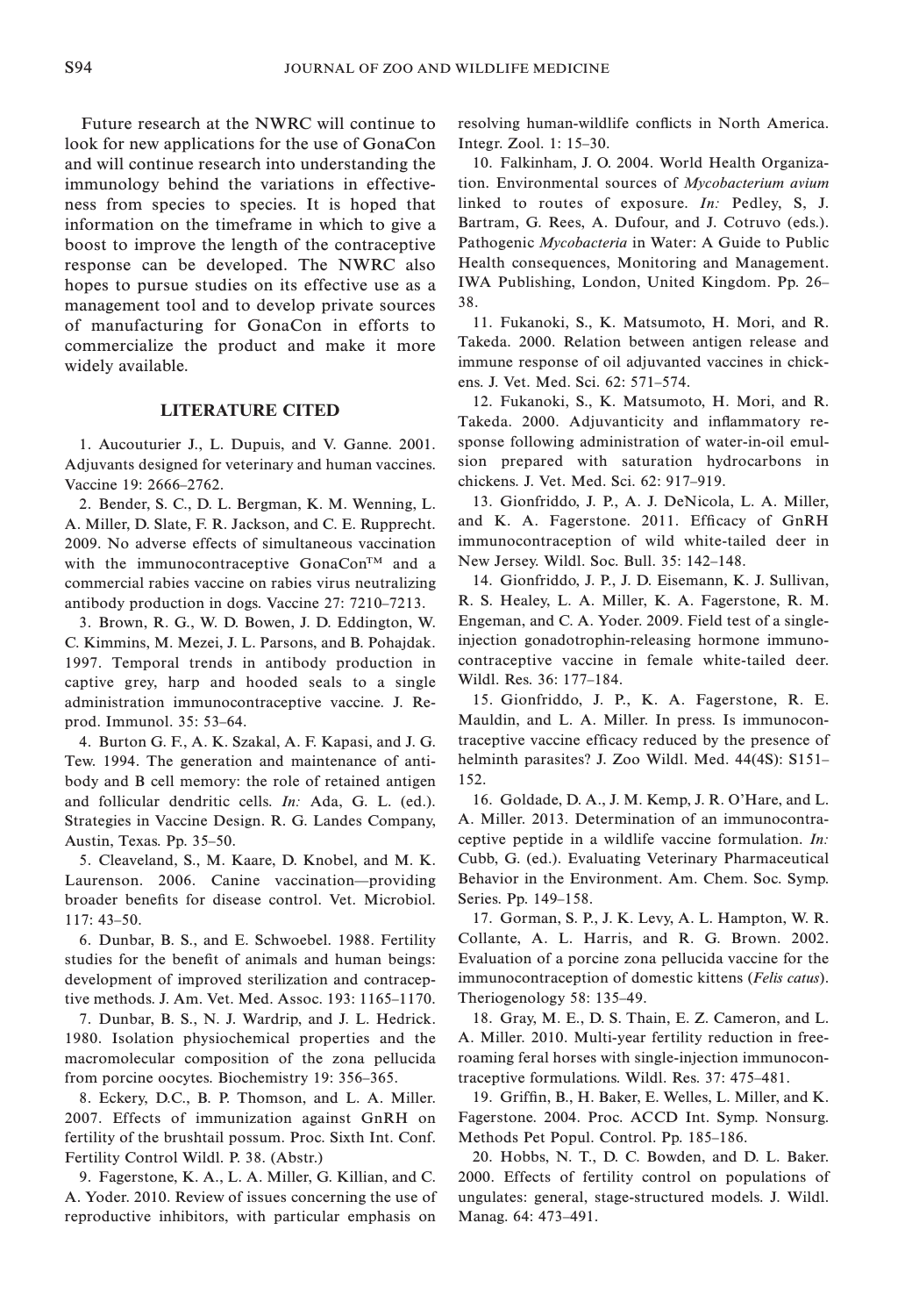Future research at the NWRC will continue to look for new applications for the use of GonaCon and will continue research into understanding the immunology behind the variations in effectiveness from species to species. It is hoped that information on the timeframe in which to give a boost to improve the length of the contraceptive response can be developed. The NWRC also hopes to pursue studies on its effective use as a management tool and to develop private sources of manufacturing for GonaCon in efforts to commercialize the product and make it more widely available.

## LITERATURE CITED

1. Aucouturier J., L. Dupuis, and V. Ganne. 2001. Adjuvants designed for veterinary and human vaccines. Vaccine 19: 2666–2762.

2. Bender, S. C., D. L. Bergman, K. M. Wenning, L. A. Miller, D. Slate, F. R. Jackson, and C. E. Rupprecht. 2009. No adverse effects of simultaneous vaccination with the immunocontraceptive GonaCon™ and a commercial rabies vaccine on rabies virus neutralizing antibody production in dogs. Vaccine 27: 7210–7213.

3. Brown, R. G., W. D. Bowen, J. D. Eddington, W. C. Kimmins, M. Mezei, J. L. Parsons, and B. Pohajdak. 1997. Temporal trends in antibody production in captive grey, harp and hooded seals to a single administration immunocontraceptive vaccine. J. Reprod. Immunol. 35: 53–64.

4. Burton G. F., A. K. Szakal, A. F. Kapasi, and J. G. Tew. 1994. The generation and maintenance of antibody and B cell memory: the role of retained antigen and follicular dendritic cells. *In:* Ada, G. L. (ed.). Strategies in Vaccine Design. R. G. Landes Company, Austin, Texas. Pp. 35–50.

5. Cleaveland, S., M. Kaare, D. Knobel, and M. K. Laurenson. 2006. Canine vaccination—providing broader benefits for disease control. Vet. Microbiol. 117: 43–50.

6. Dunbar, B. S., and E. Schwoebel. 1988. Fertility studies for the benefit of animals and human beings: development of improved sterilization and contraceptive methods. J. Am. Vet. Med. Assoc. 193: 1165–1170.

7. Dunbar, B. S., N. J. Wardrip, and J. L. Hedrick. 1980. Isolation physiochemical properties and the macromolecular composition of the zona pellucida from porcine oocytes. Biochemistry 19: 356–365.

8. Eckery, D.C., B. P. Thomson, and L. A. Miller. 2007. Effects of immunization against GnRH on fertility of the brushtail possum. Proc. Sixth Int. Conf. Fertility Control Wildl. P. 38. (Abstr.)

9. Fagerstone, K. A., L. A. Miller, G. Killian, and C. A. Yoder. 2010. Review of issues concerning the use of reproductive inhibitors, with particular emphasis on resolving human-wildlife conflicts in North America. Integr. Zool. 1: 15–30.

10. Falkinham, J. O. 2004. World Health Organization. Environmental sources of *Mycobacterium avium* linked to routes of exposure. *In:* Pedley, S, J. Bartram, G. Rees, A. Dufour, and J. Cotruvo (eds.). Pathogenic *Mycobacteria* in Water: A Guide to Public Health consequences, Monitoring and Management. IWA Publishing, London, United Kingdom. Pp. 26–38.

11. Fukanoki, S., K. Matsumoto, H. Mori, and R. Takeda. 2000. Relation between antigen release and immune response of oil adjuvanted vaccines in chickens. J. Vet. Med. Sci. 62: 571–574.

12. Fukanoki, S., K. Matsumoto, H. Mori, and R. Takeda. 2000. Adjuvanticity and inflammatory response following administration of water-in-oil emulsion prepared with saturation hydrocarbons in chickens. J. Vet. Med. Sci. 62: 917–919.

13. Gionfriddo, J. P., A. J. DeNicola, L. A. Miller, and K. A. Fagerstone. 2011. Efficacy of GnRH immunocontraception of wild white-tailed deer in New Jersey. Wildl. Soc. Bull. 35: 142–148.

14. Gionfriddo, J. P., J. D. Eisemann, K. J. Sullivan, R. S. Healey, L. A. Miller, K. A. Fagerstone, R. M. Engeman, and C. A. Yoder. 2009. Field test of a single-injection gonadotrophin-releasing hormone immunocontraceptive vaccine in female white-tailed deer. Wildl. Res. 36: 177–184.

15. Gionfriddo, J. P., K. A. Fagerstone, R. E. Mauldin, and L. A. Miller. In press. Is immunocontraceptive vaccine efficacy reduced by the presence of helminth parasites? J. Zoo Wildl. Med. 44(4S): S151–152.

16. Goldade, D. A., J. M. Kemp, J. R. O'Hare, and L. A. Miller. 2013. Determination of an immunocontraceptive peptide in a wildlife vaccine formulation. *In:* Cubb, G. (ed.). Evaluating Veterinary Pharmaceutical Behavior in the Environment. Am. Chem. Soc. Symp. Series. Pp. 149–158.

17. Gorman, S. P., J. K. Levy, A. L. Hampton, W. R. Collante, A. L. Harris, and R. G. Brown. 2002. Evaluation of a porcine zona pellucida vaccine for the immunocontraception of domestic kittens (*Felis catus*). Theriogenology 58: 135–49.

18. Gray, M. E., D. S. Thain, E. Z. Cameron, and L. A. Miller. 2010. Multi-year fertility reduction in free-roaming feral horses with single-injection immunocontraceptive formulations. Wildl. Res. 37: 475–481.

19. Griffin, B., H. Baker, E. Welles, L. Miller, and K. Fagerstone. 2004. Proc. ACCD Int. Symp. Nonsurg. Methods Pet Popul. Control. Pp. 185–186.

20. Hobbs, N. T., D. C. Bowden, and D. L. Baker. 2000. Effects of fertility control on populations of ungulates: general, stage-structured models. J. Wildl. Manag. 64: 473–491.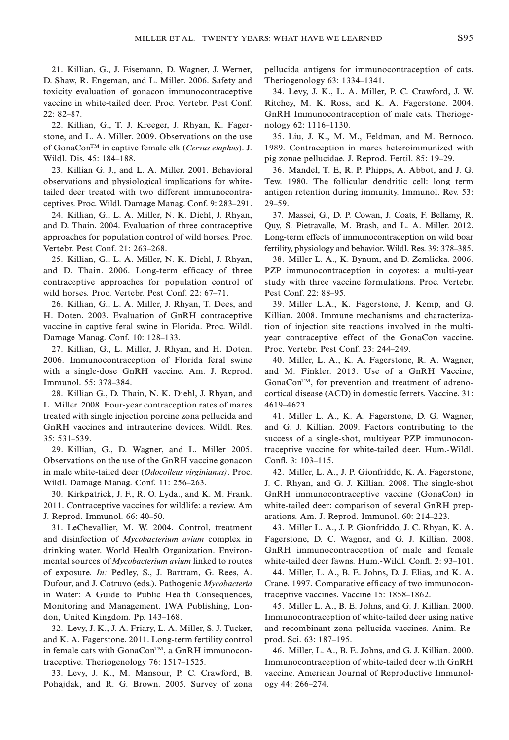21. Killian, G., J. Eisemann, D. Wagner, J. Werner, D. Shaw, R. Engeman, and L. Miller. 2006. Safety and toxicity evaluation of gonacon immunocontraceptive vaccine in white-tailed deer. Proc. Vertebr. Pest Conf. 22: 82–87.

22. Killian, G., T. J. Kreeger, J. Rhyan, K. Fagerstone, and L. A. Miller. 2009. Observations on the use of GonaCon™ in captive female elk (*Cervus elaphus*). J. Wildl. Dis. 45: 184–188.

23. Killian G. J., and L. A. Miller. 2001. Behavioral observations and physiological implications for white-tailed deer treated with two different immunocontraceptives. Proc. Wildl. Damage Manag. Conf. 9: 283–291.

24. Killian, G., L. A. Miller, N. K. Diehl, J. Rhyan, and D. Thain. 2004. Evaluation of three contraceptive approaches for population control of wild horses. Proc. Vertebr. Pest Conf. 21: 263–268.

25. Killian, G., L. A. Miller, N. K. Diehl, J. Rhyan, and D. Thain. 2006. Long-term efficacy of three contraceptive approaches for population control of wild horses. Proc. Vertebr. Pest Conf. 22: 67–71.

26. Killian, G., L. A. Miller, J. Rhyan, T. Dees, and H. Doten. 2003. Evaluation of GnRH contraceptive vaccine in captive feral swine in Florida. Proc. Wildl. Damage Manag. Conf. 10: 128–133.

27. Killian, G., L. Miller, J. Rhyan, and H. Doten. 2006. Immunocontraception of Florida feral swine with a single-dose GnRH vaccine. Am. J. Reprod. Immunol. 55: 378–384.

28. Killian G., D. Thain, N. K. Diehl, J. Rhyan, and L. Miller. 2008. Four-year contraception rates of mares treated with single injection porcine zona pellucida and GnRH vaccines and intrauterine devices. Wildl. Res. 35: 531–539.

29. Killian, G., D. Wagner, and L. Miller 2005. Observations on the use of the GnRH vaccine gonacon in male white-tailed deer (*Odocoileus virginianus)*. Proc. Wildl. Damage Manag. Conf. 11: 256–263.

30. Kirkpatrick, J. F., R. O. Lyda., and K. M. Frank. 2011. Contraceptive vaccines for wildlife: a review. Am J. Reprod. Immunol. 66: 40–50.

31. LeChevallier, M. W. 2004. Control, treatment and disinfection of *Mycobacterium avium* complex in drinking water. World Health Organization. Environmental sources of *Mycobacterium avium* linked to routes of exposure. *In:* Pedley, S., J. Bartram, G. Rees, A. Dufour, and J. Cotruvo (eds.). Pathogenic *Mycobacteria* in Water: A Guide to Public Health Consequences, Monitoring and Management. IWA Publishing, London, United Kingdom. Pp. 143–168.

32. Levy, J. K., J. A. Friary, L. A. Miller, S. J. Tucker, and K. A. Fagerstone. 2011. Long-term fertility control in female cats with GonaCon™, a GnRH immunocontraceptive. Theriogenology 76: 1517–1525.

33. Levy, J. K., M. Mansour, P. C. Crawford, B. Pohajdak, and R. G. Brown. 2005. Survey of zona pellucida antigens for immunocontraception of cats. Theriogenology 63: 1334–1341.

34. Levy, J. K., L. A. Miller, P. C. Crawford, J. W. Ritchey, M. K. Ross, and K. A. Fagerstone. 2004. GnRH Immunocontraception of male cats. Theriogenology 62: 1116–1130.

35. Liu, J. K., M. M., Feldman, and M. Bernoco. 1989. Contraception in mares heteroimmunized with pig zonae pellucidae. J. Reprod. Fertil. 85: 19–29.

36. Mandel, T. E, R. P. Phipps, A. Abbot, and J. G. Tew. 1980. The follicular dendritic cell: long term antigen retention during immunity. Immunol. Rev. 53: 29–59.

37. Massei, G., D. P. Cowan, J. Coats, F. Bellamy, R. Quy, S. Pietravalle, M. Brash, and L. A. Miller. 2012. Long-term effects of immunocontraception on wild boar fertility, physiology and behavior. Wildl. Res. 39: 378–385.

38. Miller L. A., K. Bynum, and D. Zemlicka. 2006. PZP immunocontraception in coyotes: a multi-year study with three vaccine formulations. Proc. Vertebr. Pest Conf. 22: 88–95.

39. Miller L.A., K. Fagerstone, J. Kemp, and G. Killian. 2008. Immune mechanisms and characterization of injection site reactions involved in the multi-year contraceptive effect of the GonaCon vaccine. Proc. Vertebr. Pest Conf. 23: 244–249.

40. Miller, L. A., K. A. Fagerstone, R. A. Wagner, and M. Finkler. 2013. Use of a GnRH Vaccine, GonaCon™, for prevention and treatment of adrenocortical disease (ACD) in domestic ferrets. Vaccine. 31: 4619–4623.

41. Miller L. A., K. A. Fagerstone, D. G. Wagner, and G. J. Killian. 2009. Factors contributing to the success of a single-shot, multiyear PZP immunocontraceptive vaccine for white-tailed deer. Hum.-Wildl. Confl. 3: 103–115.

42. Miller, L. A., J. P. Gionfriddo, K. A. Fagerstone, J. C. Rhyan, and G. J. Killian. 2008. The single-shot GnRH immunocontraceptive vaccine (GonaCon) in white-tailed deer: comparison of several GnRH preparations. Am. J. Reprod. Immunol. 60: 214–223.

43. Miller L. A., J. P. Gionfriddo, J. C. Rhyan, K. A. Fagerstone, D. C. Wagner, and G. J. Killian. 2008. GnRH immunocontraception of male and female white-tailed deer fawns. Hum.-Wildl. Confl. 2: 93–101.

44. Miller, L. A., B. E. Johns, D. J. Elias, and K. A. Crane. 1997. Comparative efficacy of two immunocontraceptive vaccines. Vaccine 15: 1858–1862.

45. Miller L. A., B. E. Johns, and G. J. Killian. 2000. Immunocontraception of white-tailed deer using native and recombinant zona pellucida vaccines. Anim. Reprod. Sci. 63: 187–195.

46. Miller, L. A., B. E. Johns, and G. J. Killian. 2000. Immunocontraception of white-tailed deer with GnRH vaccine. American Journal of Reproductive Immunology 44: 266–274.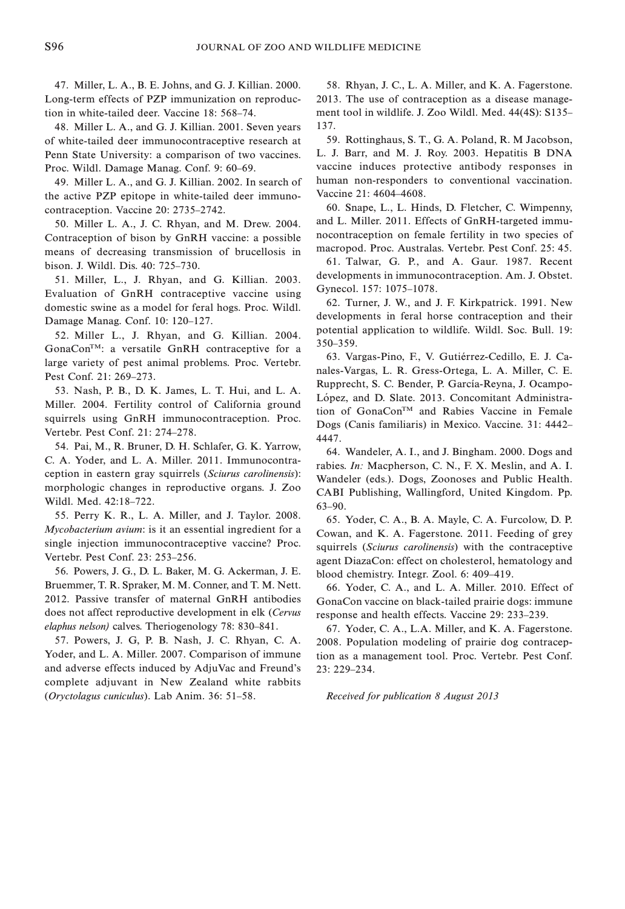47. Miller, L. A., B. E. Johns, and G. J. Killian. 2000. Long-term effects of PZP immunization on reproduction in white-tailed deer. Vaccine 18: 568–74.

48. Miller L. A., and G. J. Killian. 2001. Seven years of white-tailed deer immunocontraceptive research at Penn State University: a comparison of two vaccines. Proc. Wildl. Damage Manag. Conf. 9: 60–69.

49. Miller L. A., and G. J. Killian. 2002. In search of the active PZP epitope in white-tailed deer immunocontraception. Vaccine 20: 2735–2742.

50. Miller L. A., J. C. Rhyan, and M. Drew. 2004. Contraception of bison by GnRH vaccine: a possible means of decreasing transmission of brucellosis in bison. J. Wildl. Dis. 40: 725–730.

51. Miller, L., J. Rhyan, and G. Killian. 2003. Evaluation of GnRH contraceptive vaccine using domestic swine as a model for feral hogs. Proc. Wildl. Damage Manag. Conf. 10: 120–127.

52. Miller L., J. Rhyan, and G. Killian. 2004. GonaCon™: a versatile GnRH contraceptive for a large variety of pest animal problems. Proc. Vertebr. Pest Conf. 21: 269–273.

53. Nash, P. B., D. K. James, L. T. Hui, and L. A. Miller. 2004. Fertility control of California ground squirrels using GnRH immunocontraception. Proc. Vertebr. Pest Conf. 21: 274–278.

54. Pai, M., R. Bruner, D. H. Schlafer, G. K. Yarrow, C. A. Yoder, and L. A. Miller. 2011. Immunocontraception in eastern gray squirrels (*Sciurus carolinensis*): morphologic changes in reproductive organs. J. Zoo Wildl. Med. 42:18–722.

55. Perry K. R., L. A. Miller, and J. Taylor. 2008. *Mycobacterium avium*: is it an essential ingredient for a single injection immunocontraceptive vaccine? Proc. Vertebr. Pest Conf. 23: 253–256.

56. Powers, J. G., D. L. Baker, M. G. Ackerman, J. E. Bruemmer, T. R. Spraker, M. M. Conner, and T. M. Nett. 2012. Passive transfer of maternal GnRH antibodies does not affect reproductive development in elk (*Cervus elaphus nelson)* calves. Theriogenology 78: 830–841.

57. Powers, J. G, P. B. Nash, J. C. Rhyan, C. A. Yoder, and L. A. Miller. 2007. Comparison of immune and adverse effects induced by AdjuVac and Freund's complete adjuvant in New Zealand white rabbits (*Oryctolagus cuniculus*). Lab Anim. 36: 51–58.

58. Rhyan, J. C., L. A. Miller, and K. A. Fagerstone. 2013. The use of contraception as a disease management tool in wildlife. J. Zoo Wildl. Med. 44(4S): S135–137.

59. Rottinghaus, S. T., G. A. Poland, R. M Jacobson, L. J. Barr, and M. J. Roy. 2003. Hepatitis B DNA vaccine induces protective antibody responses in human non-responders to conventional vaccination. Vaccine 21: 4604–4608.

60. Snape, L., L. Hinds, D. Fletcher, C. Wimpenny, and L. Miller. 2011. Effects of GnRH-targeted immunocontraception on female fertility in two species of macropod. Proc. Australas. Vertebr. Pest Conf. 25: 45.

61. Talwar, G. P., and A. Gaur. 1987. Recent developments in immunocontraception. Am. J. Obstet. Gynecol. 157: 1075–1078.

62. Turner, J. W., and J. F. Kirkpatrick. 1991. New developments in feral horse contraception and their potential application to wildlife. Wildl. Soc. Bull. 19: 350–359.

63. Vargas-Pino, F., V. Gutiérrez-Cedillo, E. J. Canales-Vargas, L. R. Gress-Ortega, L. A. Miller, C. E. Rupprecht, S. C. Bender, P. García-Reyna, J. Ocampo-López, and D. Slate. 2013. Concomitant Administration of GonaCon™ and Rabies Vaccine in Female Dogs (Canis familiaris) in Mexico. Vaccine. 31: 4442–4447.

64. Wandeler, A. I., and J. Bingham. 2000. Dogs and rabies. *In:* Macpherson, C. N., F. X. Meslin, and A. I. Wandeler (eds.). Dogs, Zoonoses and Public Health. CABI Publishing, Wallingford, United Kingdom. Pp. 63–90.

65. Yoder, C. A., B. A. Mayle, C. A. Furcolow, D. P. Cowan, and K. A. Fagerstone. 2011. Feeding of grey squirrels (*Sciurus carolinensis*) with the contraceptive agent DiazaCon: effect on cholesterol, hematology and blood chemistry. Integr. Zool. 6: 409–419.

66. Yoder, C. A., and L. A. Miller. 2010. Effect of GonaCon vaccine on black-tailed prairie dogs: immune response and health effects. Vaccine 29: 233–239.

67. Yoder, C. A., L.A. Miller, and K. A. Fagerstone. 2008. Population modeling of prairie dog contraception as a management tool. Proc. Vertebr. Pest Conf. 23: 229–234.

*Received for publication 8 August 2013*